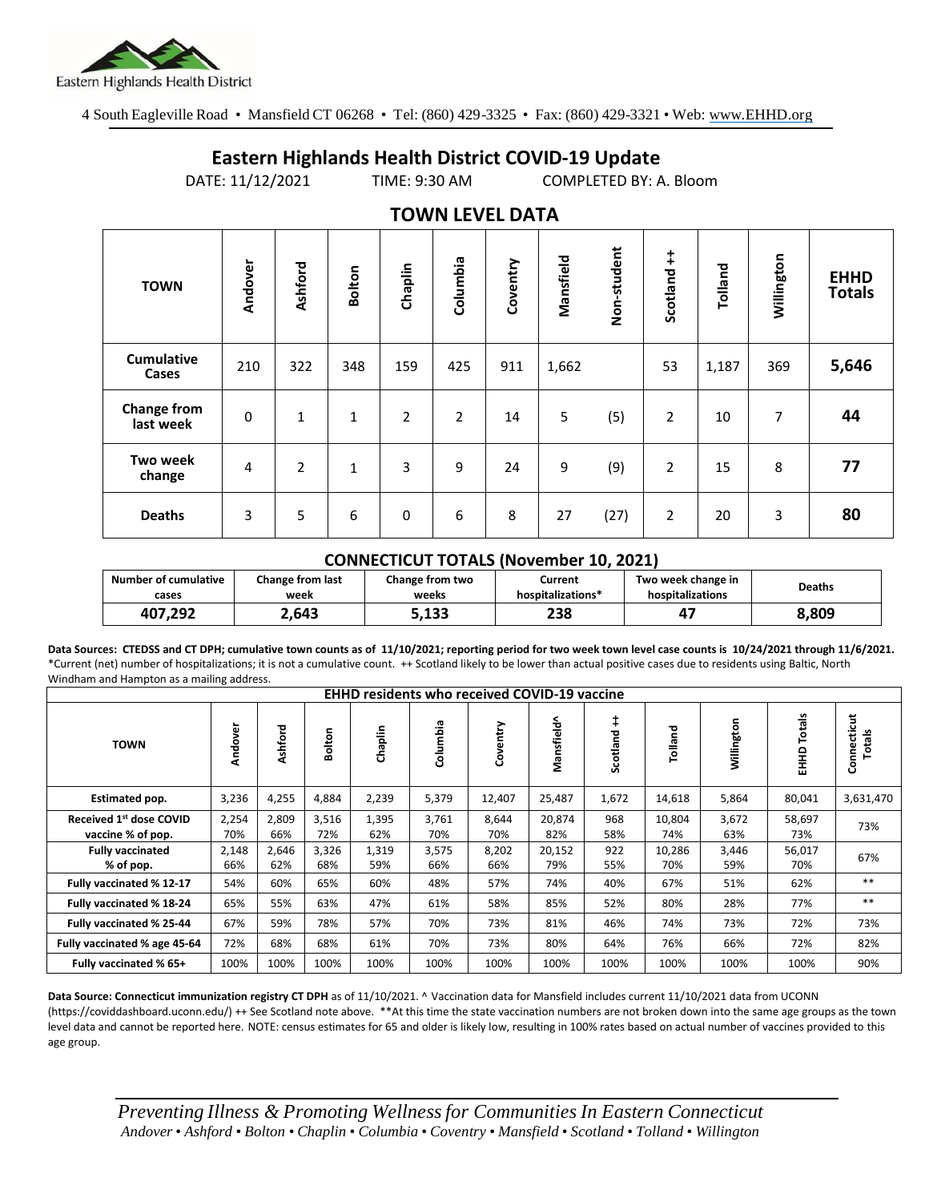Eastern Highlands Health District

4 South Eagleville Road • Mansfield CT 06268 • Tel: (860) 429-3325 • Fax: (860) 429-3321 • Web: www.EHHD.org

# Eastern Highlands Health District COVID-19 Update

DATE: 11/12/2021 TIME: 9:30 AM COMPLETED BY: A. Bloom

## TOWN LEVEL DATA

| TOWN | Andover | Ashford | Bolton | Chaplin | Columbia | Coventry | Mansfield | Non-student | Scotland ++ | Tolland | Willington | EHHD Totals |
|---|---|---|---|---|---|---|---|---|---|---|---|---|
| Cumulative Cases | 210 | 322 | 348 | 159 | 425 | 911 | 1,662 | | 53 | 1,187 | 369 | **5,646** |
| Change from last week | 0 | 1 | 1 | 2 | 2 | 14 | 5 | (5) | 2 | 10 | 7 | **44** |
| Two week change | 4 | 2 | 1 | 3 | 9 | 24 | 9 | (9) | 2 | 15 | 8 | **77** |
| Deaths | 3 | 5 | 6 | 0 | 6 | 8 | 27 | (27) | 2 | 20 | 3 | **80** |

### CONNECTICUT TOTALS (November 10, 2021)

| Number of cumulative cases | Change from last week | Change from two weeks | Current hospitalizations* | Two week change in hospitalizations | Deaths |
|---|---|---|---|---|---|
| 407,292 | 2,643 | 5,133 | 238 | 47 | 8,809 |

**Data Sources: CTEDSS and CT DPH; cumulative town counts as of 11/10/2021; reporting period for two week town level case counts is 10/24/2021 through 11/6/2021.** *Current (net) number of hospitalizations; it is not a cumulative count. ++ Scotland likely to be lower than actual positive cases due to residents using Baltic, North Windham and Hampton as a mailing address.

| EHHD residents who received COVID-19 vaccine | | | | | | | | | | | | |
|---|---|---|---|---|---|---|---|---|---|---|---|---|
| TOWN | Andover | Ashford | Bolton | Chaplin | Columbia | Coventry | Mansfield^ | Scotland ++ | Tolland | Willington | EHHD Totals | Connecticut Totals |
| Estimated pop. | 3,236 | 4,255 | 4,884 | 2,239 | 5,379 | 12,407 | 25,487 | 1,672 | 14,618 | 5,864 | 80,041 | 3,631,470 |
| Received 1st dose COVID vaccine % of pop. | 2,254 70% | 2,809 66% | 3,516 72% | 1,395 62% | 3,761 70% | 8,644 70% | 20,874 82% | 968 58% | 10,804 74% | 3,672 63% | 58,697 73% | 73% |
| Fully vaccinated % of pop. | 2,148 66% | 2,646 62% | 3,326 68% | 1,319 59% | 3,575 66% | 8,202 66% | 20,152 79% | 922 55% | 10,286 70% | 3,446 59% | 56,017 70% | 67% |
| Fully vaccinated % 12-17 | 54% | 60% | 65% | 60% | 48% | 57% | 74% | 40% | 67% | 51% | 62% | ** |
| Fully vaccinated % 18-24 | 65% | 55% | 63% | 47% | 61% | 58% | 85% | 52% | 80% | 28% | 77% | ** |
| Fully vaccinated % 25-44 | 67% | 59% | 78% | 57% | 70% | 73% | 81% | 46% | 74% | 73% | 72% | 73% |
| Fully vaccinated % age 45-64 | 72% | 68% | 68% | 61% | 70% | 73% | 80% | 64% | 76% | 66% | 72% | 82% |
| Fully vaccinated % 65+ | 100% | 100% | 100% | 100% | 100% | 100% | 100% | 100% | 100% | 100% | 100% | 90% |

**Data Source: Connecticut immunization registry CT DPH** as of 11/10/2021. ^ Vaccination data for Mansfield includes current 11/10/2021 data from UCONN (https://coviddashboard.uconn.edu/) ++ See Scotland note above. **At this time the state vaccination numbers are not broken down into the same age groups as the town level data and cannot be reported here. NOTE: census estimates for 65 and older is likely low, resulting in 100% rates based on actual number of vaccines provided to this age group.

*Preventing Illness & Promoting Wellness for Communities In Eastern Connecticut*
*Andover • Ashford • Bolton • Chaplin • Columbia • Coventry • Mansfield • Scotland • Tolland • Willington*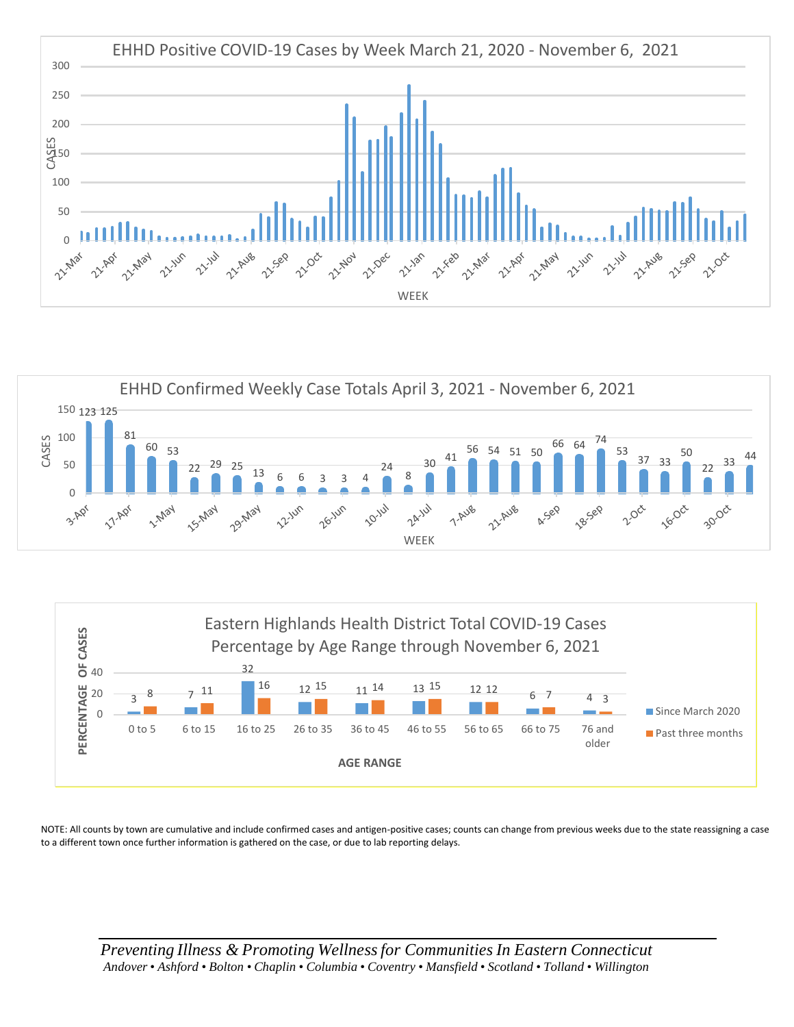EHHD Positive COVID-19 Cases by Week March 21, 2020 - November 6, 2021

CASES

300
250
200
150
100
50
0

21-Mar 21-Apr 21-May 21-Jun 21-Jul 21-Aug 21-Sep 21-Oct 21-Nov 21-Dec 21-Jan 21-Feb 21-Mar 21-Apr 21-May 21-Jun 21-Jul 21-Aug 21-Sep 21-Oct

WEEK

EHHD Confirmed Weekly Case Totals April 3, 2021 - November 6, 2021

CASES

150
100
50
0

123 125 81 60 53 22 29 25 13 6 6 3 3 4 24 8 30 41 56 54 51 50 66 64 74 53 37 33 50 22 33 44

3-Apr 17-Apr 1-May 15-May 29-May 12-Jun 26-Jun 10-Jul 24-Jul 7-Aug 21-Aug 4-Sep 18-Sep 2-Oct 16-Oct 30-Oct

WEEK

Eastern Highlands Health District Total COVID-19 Cases Percentage by Age Range through November 6, 2021

PERCENTAGE OF CASES

40
20
0

0 to 5: 3, 8
6 to 15: 7, 11
16 to 25: 32, 16
26 to 35: 12, 15
36 to 45: 11, 14
46 to 55: 13, 15
56 to 65: 12, 12
66 to 75: 6, 7
76 and older: 4, 3

AGE RANGE

Since March 2020
Past three months

NOTE: All counts by town are cumulative and include confirmed cases and antigen-positive cases; counts can change from previous weeks due to the state reassigning a case to a different town once further information is gathered on the case, or due to lab reporting delays.

*Preventing Illness & Promoting Wellness for Communities In Eastern Connecticut*
*Andover • Ashford • Bolton • Chaplin • Columbia • Coventry • Mansfield • Scotland • Tolland • Willington*